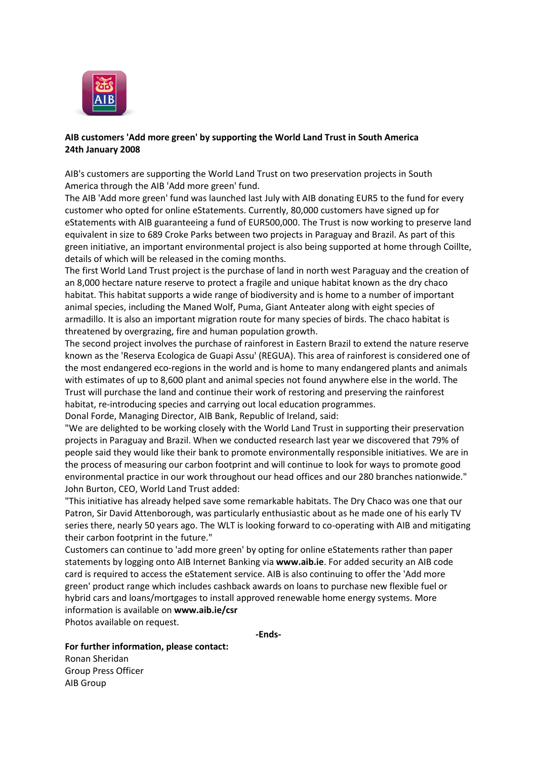**AIB customers 'Add more green' by supporting the World Land Trust in South America**
**24th January 2008**

AIB's customers are supporting the World Land Trust on two preservation projects in South America through the AIB 'Add more green' fund.

The AIB 'Add more green' fund was launched last July with AIB donating EUR5 to the fund for every customer who opted for online eStatements. Currently, 80,000 customers have signed up for eStatements with AIB guaranteeing a fund of EUR500,000. The Trust is now working to preserve land equivalent in size to 689 Croke Parks between two projects in Paraguay and Brazil. As part of this green initiative, an important environmental project is also being supported at home through Coillte, details of which will be released in the coming months.

The first World Land Trust project is the purchase of land in north west Paraguay and the creation of an 8,000 hectare nature reserve to protect a fragile and unique habitat known as the dry chaco habitat. This habitat supports a wide range of biodiversity and is home to a number of important animal species, including the Maned Wolf, Puma, Giant Anteater along with eight species of armadillo. It is also an important migration route for many species of birds. The chaco habitat is threatened by overgrazing, fire and human population growth.

The second project involves the purchase of rainforest in Eastern Brazil to extend the nature reserve known as the 'Reserva Ecologica de Guapi Assu' (REGUA). This area of rainforest is considered one of the most endangered eco-regions in the world and is home to many endangered plants and animals with estimates of up to 8,600 plant and animal species not found anywhere else in the world. The Trust will purchase the land and continue their work of restoring and preserving the rainforest habitat, re-introducing species and carrying out local education programmes.

Donal Forde, Managing Director, AIB Bank, Republic of Ireland, said:

"We are delighted to be working closely with the World Land Trust in supporting their preservation projects in Paraguay and Brazil. When we conducted research last year we discovered that 79% of people said they would like their bank to promote environmentally responsible initiatives. We are in the process of measuring our carbon footprint and will continue to look for ways to promote good environmental practice in our work throughout our head offices and our 280 branches nationwide."

John Burton, CEO, World Land Trust added:

"This initiative has already helped save some remarkable habitats. The Dry Chaco was one that our Patron, Sir David Attenborough, was particularly enthusiastic about as he made one of his early TV series there, nearly 50 years ago. The WLT is looking forward to co-operating with AIB and mitigating their carbon footprint in the future."

Customers can continue to 'add more green' by opting for online eStatements rather than paper statements by logging onto AIB Internet Banking via **www.aib.ie**. For added security an AIB code card is required to access the eStatement service. AIB is also continuing to offer the 'Add more green' product range which includes cashback awards on loans to purchase new flexible fuel or hybrid cars and loans/mortgages to install approved renewable home energy systems. More information is available on **www.aib.ie/csr**

Photos available on request.

**-Ends-**

**For further information, please contact:**

Ronan Sheridan
Group Press Officer
AIB Group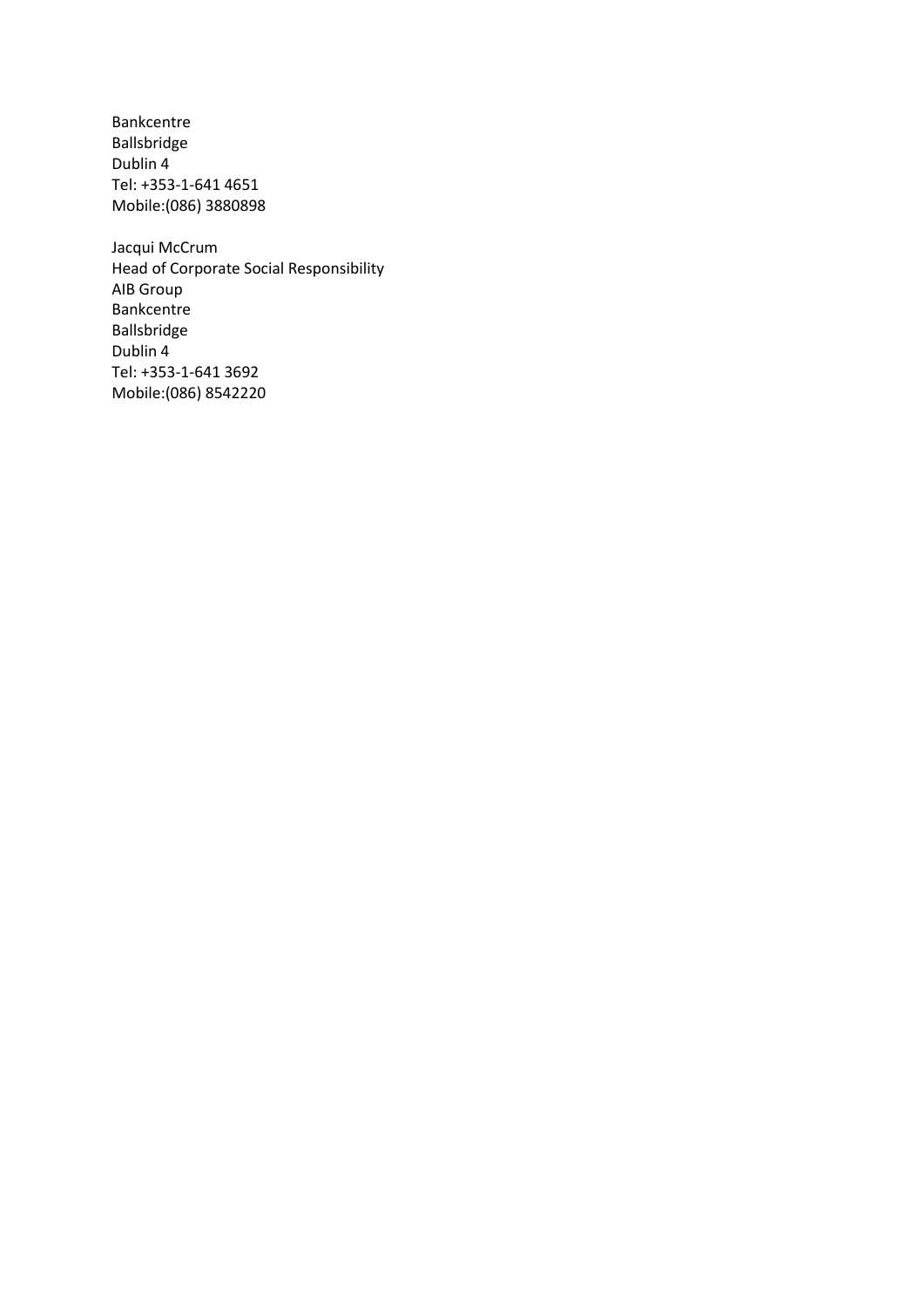Bankcentre
Ballsbridge
Dublin 4
Tel: +353-1-641 4651
Mobile:(086) 3880898

Jacqui McCrum
Head of Corporate Social Responsibility
AIB Group
Bankcentre
Ballsbridge
Dublin 4
Tel: +353-1-641 3692
Mobile:(086) 8542220